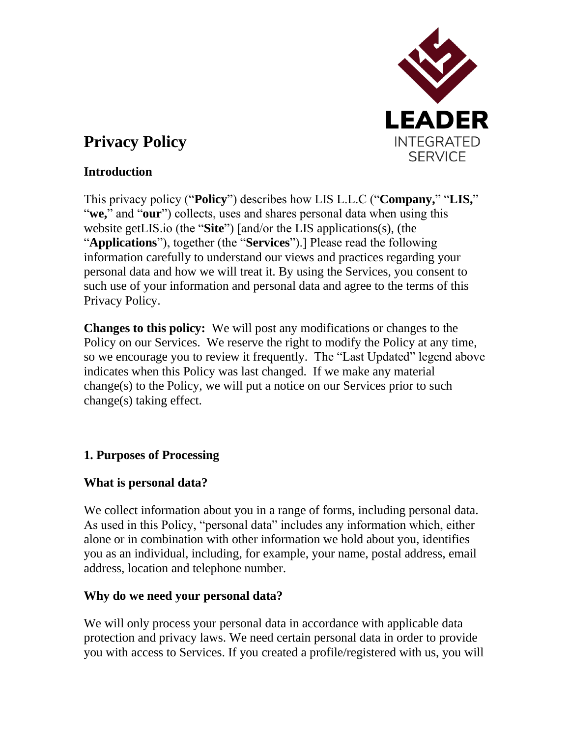# Privacy Policy

LEADER INTEGRATED SERVICE

## Introduction

This privacy policy ("**Policy**") describes how LIS L.L.C ("**Company,**" "**LIS,**" "**we,**" and "**our**") collects, uses and shares personal data when using this website getLIS.io (the "**Site**") [and/or the LIS applications(s), (the "**Applications**"), together (the "**Services**").] Please read the following information carefully to understand our views and practices regarding your personal data and how we will treat it. By using the Services, you consent to such use of your information and personal data and agree to the terms of this Privacy Policy.

**Changes to this policy:** We will post any modifications or changes to the Policy on our Services. We reserve the right to modify the Policy at any time, so we encourage you to review it frequently. The "Last Updated" legend above indicates when this Policy was last changed. If we make any material change(s) to the Policy, we will put a notice on our Services prior to such change(s) taking effect.

## 1. Purposes of Processing

### What is personal data?

We collect information about you in a range of forms, including personal data. As used in this Policy, "personal data" includes any information which, either alone or in combination with other information we hold about you, identifies you as an individual, including, for example, your name, postal address, email address, location and telephone number.

### Why do we need your personal data?

We will only process your personal data in accordance with applicable data protection and privacy laws. We need certain personal data in order to provide you with access to Services. If you created a profile/registered with us, you will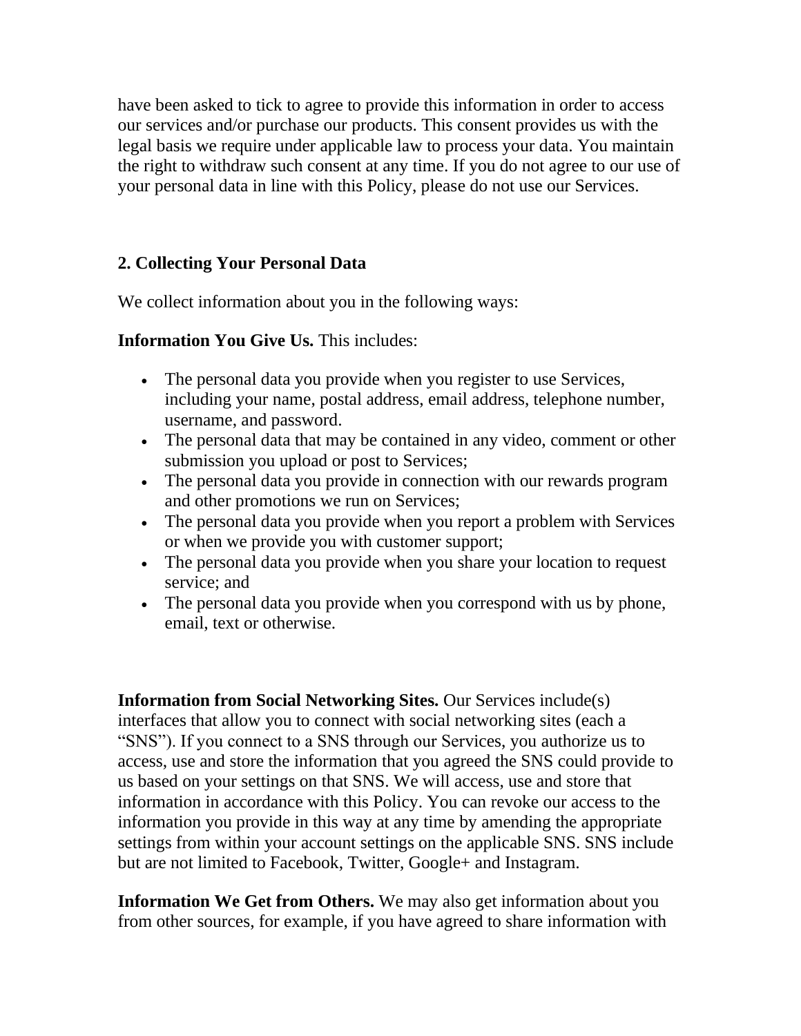have been asked to tick to agree to provide this information in order to access our services and/or purchase our products. This consent provides us with the legal basis we require under applicable law to process your data. You maintain the right to withdraw such consent at any time. If you do not agree to our use of your personal data in line with this Policy, please do not use our Services.

## 2. Collecting Your Personal Data

We collect information about you in the following ways:

**Information You Give Us.** This includes:

- The personal data you provide when you register to use Services, including your name, postal address, email address, telephone number, username, and password.
- The personal data that may be contained in any video, comment or other submission you upload or post to Services;
- The personal data you provide in connection with our rewards program and other promotions we run on Services;
- The personal data you provide when you report a problem with Services or when we provide you with customer support;
- The personal data you provide when you share your location to request service; and
- The personal data you provide when you correspond with us by phone, email, text or otherwise.

**Information from Social Networking Sites.** Our Services include(s) interfaces that allow you to connect with social networking sites (each a "SNS"). If you connect to a SNS through our Services, you authorize us to access, use and store the information that you agreed the SNS could provide to us based on your settings on that SNS. We will access, use and store that information in accordance with this Policy. You can revoke our access to the information you provide in this way at any time by amending the appropriate settings from within your account settings on the applicable SNS. SNS include but are not limited to Facebook, Twitter, Google+ and Instagram.

**Information We Get from Others.** We may also get information about you from other sources, for example, if you have agreed to share information with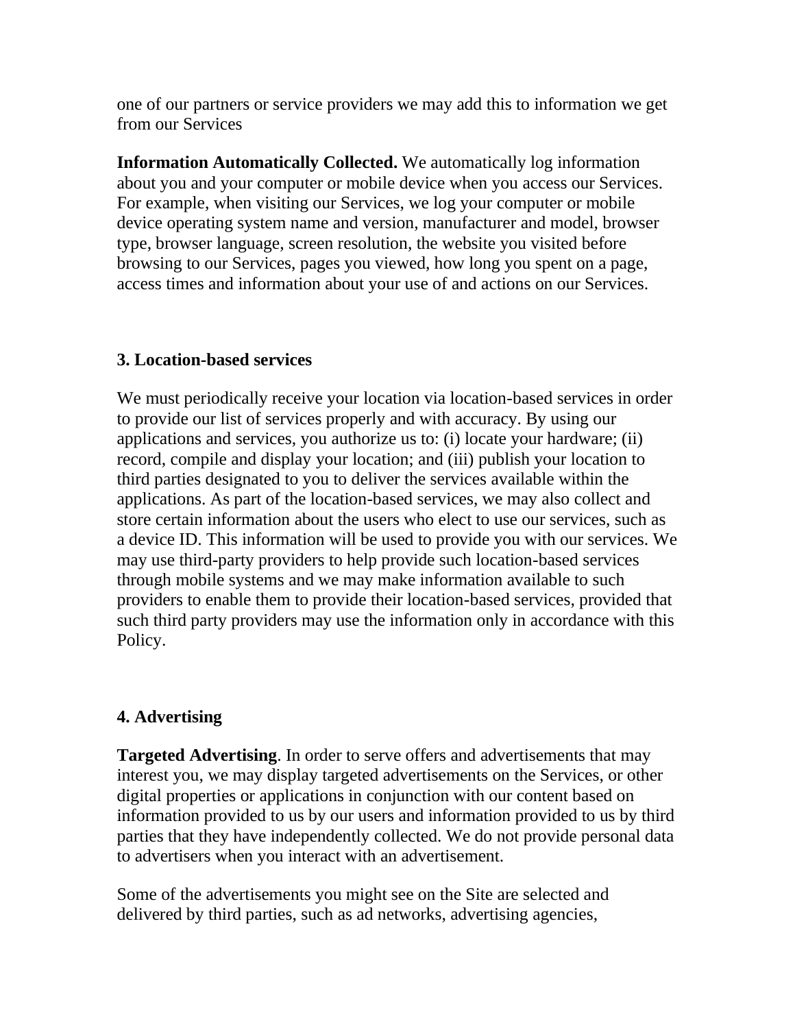one of our partners or service providers we may add this to information we get from our Services

**Information Automatically Collected.** We automatically log information about you and your computer or mobile device when you access our Services. For example, when visiting our Services, we log your computer or mobile device operating system name and version, manufacturer and model, browser type, browser language, screen resolution, the website you visited before browsing to our Services, pages you viewed, how long you spent on a page, access times and information about your use of and actions on our Services.

## 3. Location-based services

We must periodically receive your location via location-based services in order to provide our list of services properly and with accuracy. By using our applications and services, you authorize us to: (i) locate your hardware; (ii) record, compile and display your location; and (iii) publish your location to third parties designated to you to deliver the services available within the applications. As part of the location-based services, we may also collect and store certain information about the users who elect to use our services, such as a device ID. This information will be used to provide you with our services. We may use third-party providers to help provide such location-based services through mobile systems and we may make information available to such providers to enable them to provide their location-based services, provided that such third party providers may use the information only in accordance with this Policy.

## 4. Advertising

**Targeted Advertising**. In order to serve offers and advertisements that may interest you, we may display targeted advertisements on the Services, or other digital properties or applications in conjunction with our content based on information provided to us by our users and information provided to us by third parties that they have independently collected. We do not provide personal data to advertisers when you interact with an advertisement.

Some of the advertisements you might see on the Site are selected and delivered by third parties, such as ad networks, advertising agencies,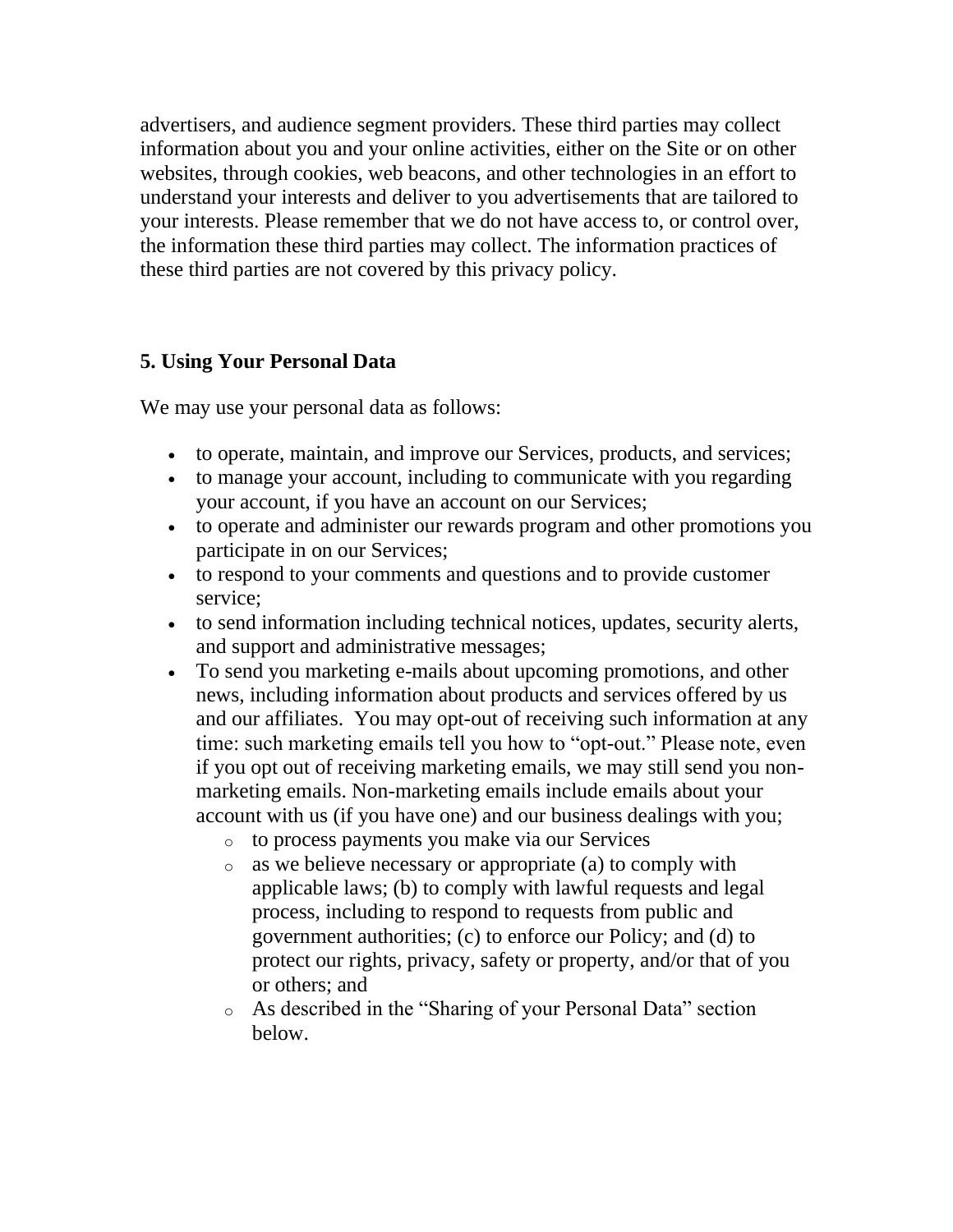advertisers, and audience segment providers. These third parties may collect information about you and your online activities, either on the Site or on other websites, through cookies, web beacons, and other technologies in an effort to understand your interests and deliver to you advertisements that are tailored to your interests. Please remember that we do not have access to, or control over, the information these third parties may collect. The information practices of these third parties are not covered by this privacy policy.

**5. Using Your Personal Data**

We may use your personal data as follows:

- to operate, maintain, and improve our Services, products, and services;
- to manage your account, including to communicate with you regarding your account, if you have an account on our Services;
- to operate and administer our rewards program and other promotions you participate in on our Services;
- to respond to your comments and questions and to provide customer service;
- to send information including technical notices, updates, security alerts, and support and administrative messages;
- To send you marketing e-mails about upcoming promotions, and other news, including information about products and services offered by us and our affiliates. You may opt-out of receiving such information at any time: such marketing emails tell you how to "opt-out." Please note, even if you opt out of receiving marketing emails, we may still send you non-marketing emails. Non-marketing emails include emails about your account with us (if you have one) and our business dealings with you;
    - to process payments you make via our Services
    - as we believe necessary or appropriate (a) to comply with applicable laws; (b) to comply with lawful requests and legal process, including to respond to requests from public and government authorities; (c) to enforce our Policy; and (d) to protect our rights, privacy, safety or property, and/or that of you or others; and
    - As described in the "Sharing of your Personal Data" section below.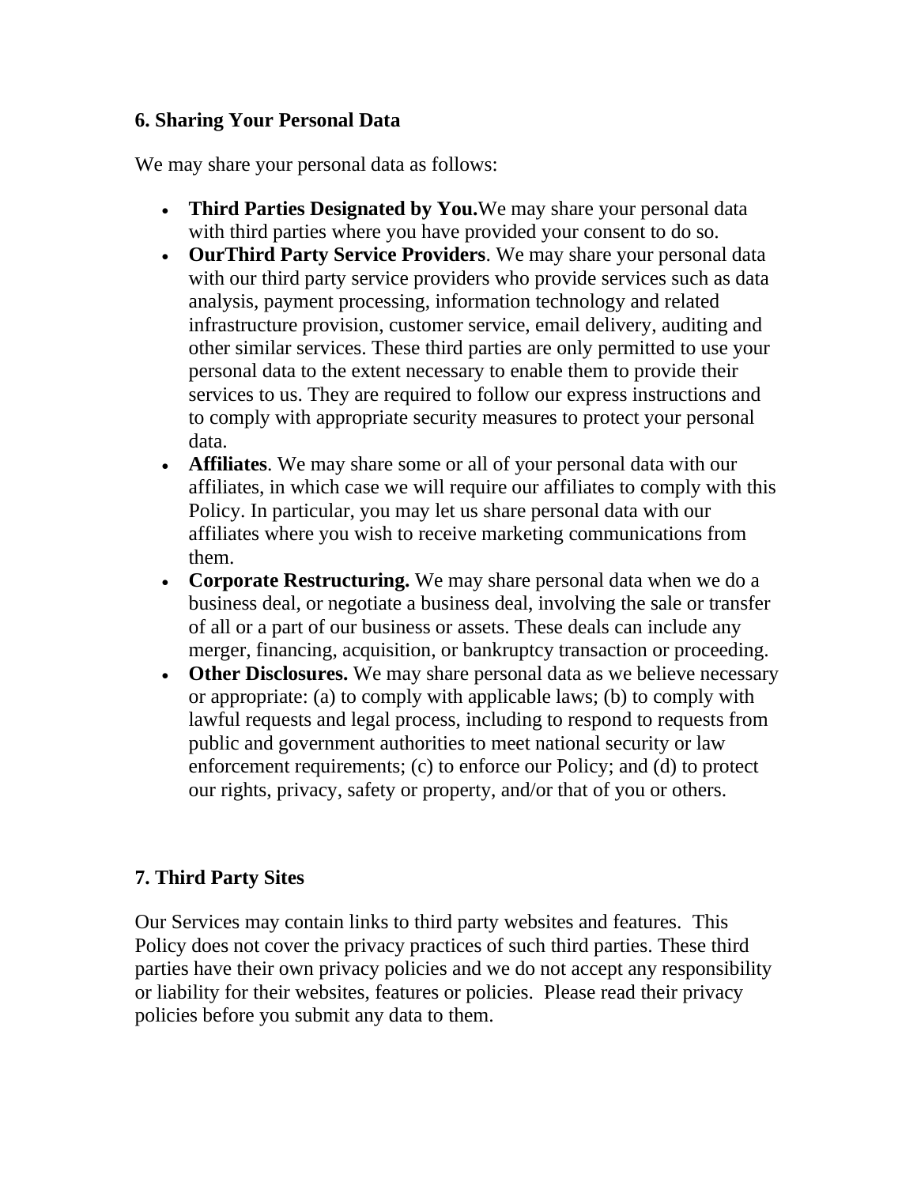## 6. Sharing Your Personal Data

We may share your personal data as follows:

- **Third Parties Designated by You.**We may share your personal data with third parties where you have provided your consent to do so.
- **OurThird Party Service Providers**. We may share your personal data with our third party service providers who provide services such as data analysis, payment processing, information technology and related infrastructure provision, customer service, email delivery, auditing and other similar services. These third parties are only permitted to use your personal data to the extent necessary to enable them to provide their services to us. They are required to follow our express instructions and to comply with appropriate security measures to protect your personal data.
- **Affiliates**. We may share some or all of your personal data with our affiliates, in which case we will require our affiliates to comply with this Policy. In particular, you may let us share personal data with our affiliates where you wish to receive marketing communications from them.
- **Corporate Restructuring.** We may share personal data when we do a business deal, or negotiate a business deal, involving the sale or transfer of all or a part of our business or assets. These deals can include any merger, financing, acquisition, or bankruptcy transaction or proceeding.
- **Other Disclosures.** We may share personal data as we believe necessary or appropriate: (a) to comply with applicable laws; (b) to comply with lawful requests and legal process, including to respond to requests from public and government authorities to meet national security or law enforcement requirements; (c) to enforce our Policy; and (d) to protect our rights, privacy, safety or property, and/or that of you or others.

## 7. Third Party Sites

Our Services may contain links to third party websites and features. This Policy does not cover the privacy practices of such third parties. These third parties have their own privacy policies and we do not accept any responsibility or liability for their websites, features or policies. Please read their privacy policies before you submit any data to them.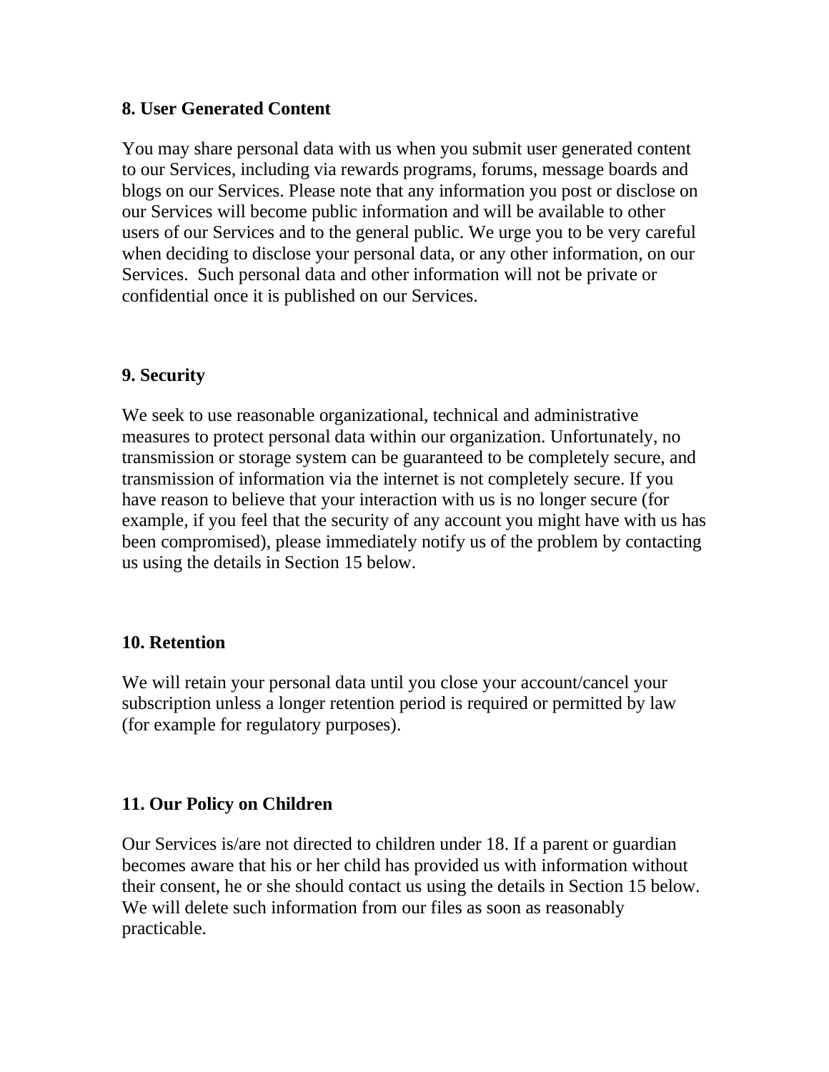## 8. User Generated Content

You may share personal data with us when you submit user generated content to our Services, including via rewards programs, forums, message boards and blogs on our Services. Please note that any information you post or disclose on our Services will become public information and will be available to other users of our Services and to the general public. We urge you to be very careful when deciding to disclose your personal data, or any other information, on our Services. Such personal data and other information will not be private or confidential once it is published on our Services.

## 9. Security

We seek to use reasonable organizational, technical and administrative measures to protect personal data within our organization. Unfortunately, no transmission or storage system can be guaranteed to be completely secure, and transmission of information via the internet is not completely secure. If you have reason to believe that your interaction with us is no longer secure (for example, if you feel that the security of any account you might have with us has been compromised), please immediately notify us of the problem by contacting us using the details in Section 15 below.

## 10. Retention

We will retain your personal data until you close your account/cancel your subscription unless a longer retention period is required or permitted by law (for example for regulatory purposes).

## 11. Our Policy on Children

Our Services is/are not directed to children under 18. If a parent or guardian becomes aware that his or her child has provided us with information without their consent, he or she should contact us using the details in Section 15 below. We will delete such information from our files as soon as reasonably practicable.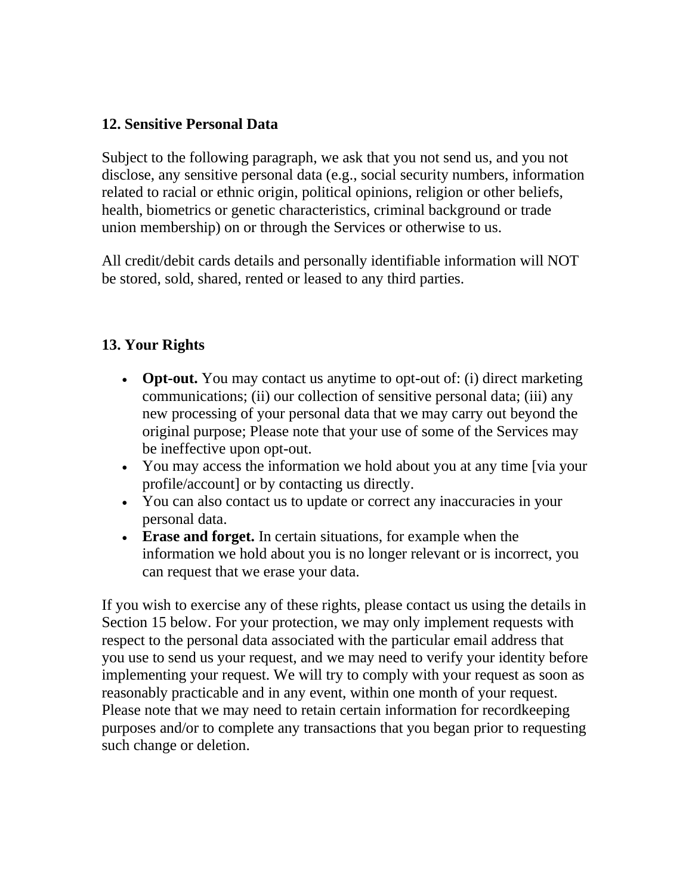## 12. Sensitive Personal Data

Subject to the following paragraph, we ask that you not send us, and you not disclose, any sensitive personal data (e.g., social security numbers, information related to racial or ethnic origin, political opinions, religion or other beliefs, health, biometrics or genetic characteristics, criminal background or trade union membership) on or through the Services or otherwise to us.

All credit/debit cards details and personally identifiable information will NOT be stored, sold, shared, rented or leased to any third parties.

## 13. Your Rights

- **Opt-out.** You may contact us anytime to opt-out of: (i) direct marketing communications; (ii) our collection of sensitive personal data; (iii) any new processing of your personal data that we may carry out beyond the original purpose; Please note that your use of some of the Services may be ineffective upon opt-out.
- You may access the information we hold about you at any time [via your profile/account] or by contacting us directly.
- You can also contact us to update or correct any inaccuracies in your personal data.
- **Erase and forget.** In certain situations, for example when the information we hold about you is no longer relevant or is incorrect, you can request that we erase your data.

If you wish to exercise any of these rights, please contact us using the details in Section 15 below. For your protection, we may only implement requests with respect to the personal data associated with the particular email address that you use to send us your request, and we may need to verify your identity before implementing your request. We will try to comply with your request as soon as reasonably practicable and in any event, within one month of your request. Please note that we may need to retain certain information for recordkeeping purposes and/or to complete any transactions that you began prior to requesting such change or deletion.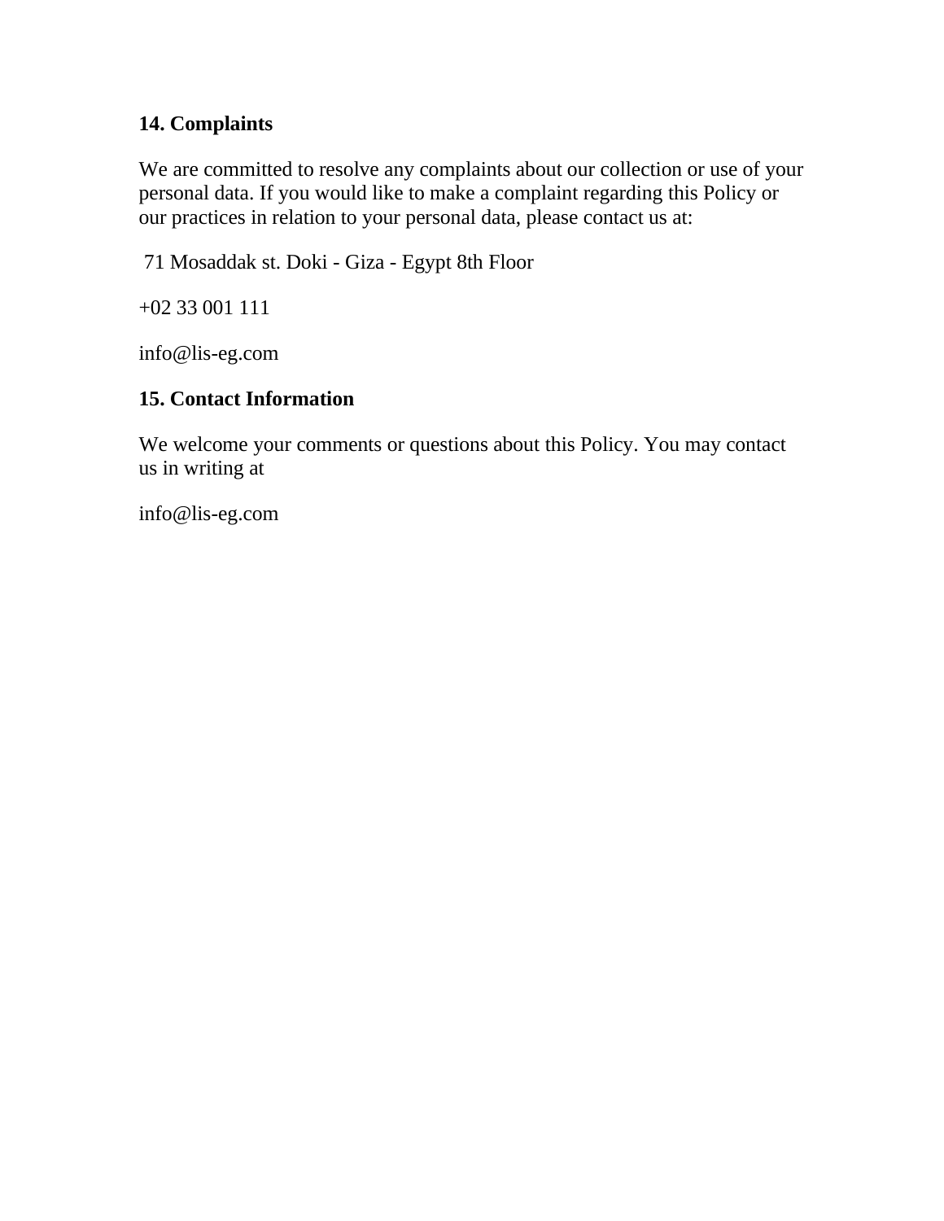## 14. Complaints

We are committed to resolve any complaints about our collection or use of your personal data. If you would like to make a complaint regarding this Policy or our practices in relation to your personal data, please contact us at:

71 Mosaddak st. Doki - Giza - Egypt 8th Floor

+02 33 001 111

info@lis-eg.com

## 15. Contact Information

We welcome your comments or questions about this Policy. You may contact us in writing at

info@lis-eg.com